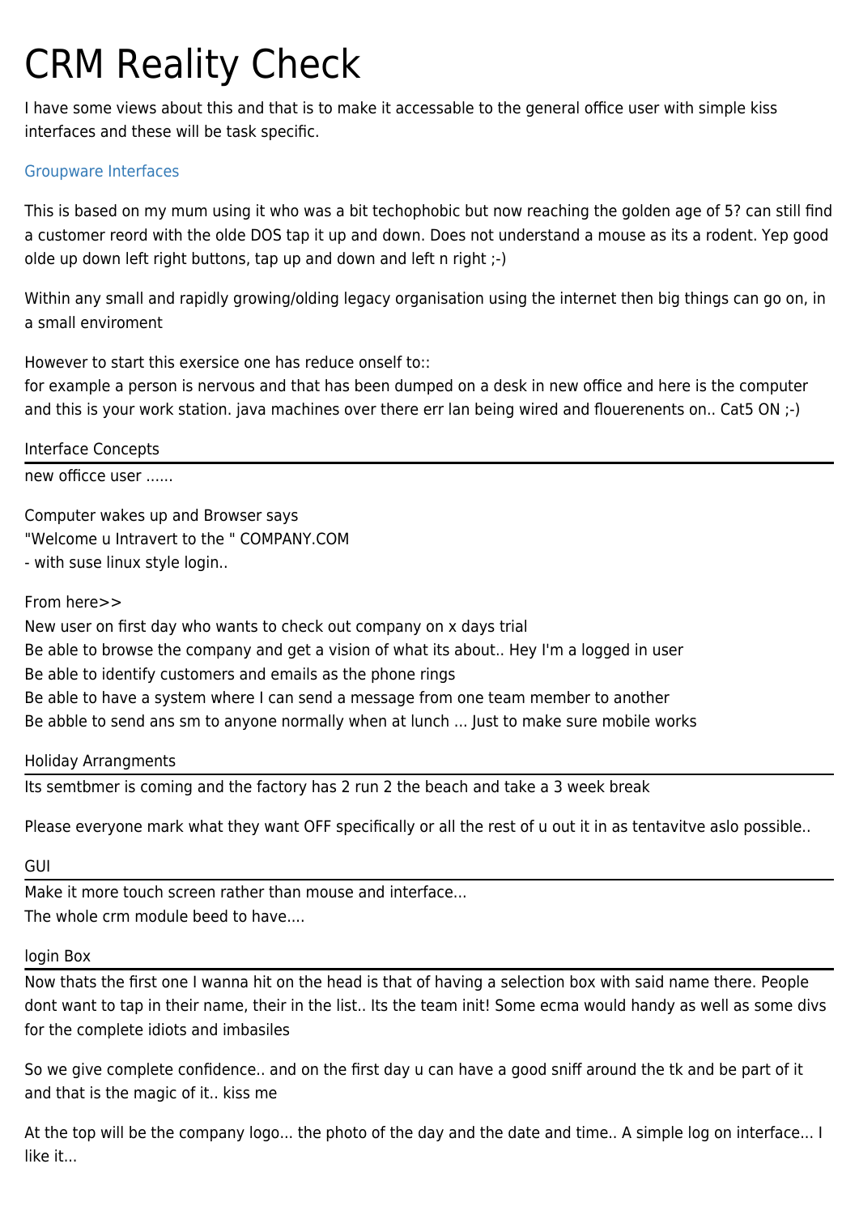# CRM Reality Check

I have some views about this and that is to make it accessable to the general office user with simple kiss interfaces and these will be task specific.

Groupware Interfaces

This is based on my mum using it who was a bit techophobic but now reaching the golden age of 5? can still find a customer reord with the olde DOS tap it up and down. Does not understand a mouse as its a rodent. Yep good olde up down left right buttons, tap up and down and left n right ;-)

Within any small and rapidly growing/olding legacy organisation using the internet then big things can go on, in a small enviroment

However to start this exersice one has reduce onself to::
for example a person is nervous and that has been dumped on a desk in new office and here is the computer and this is your work station. java machines over there err lan being wired and flouerenents on.. Cat5 ON ;-)

## Interface Concepts

new officce user ......

Computer wakes up and Browser says
"Welcome u Intravert to the " COMPANY.COM
- with suse linux style login..

From here>>
New user on first day who wants to check out company on x days trial
Be able to browse the company and get a vision of what its about.. Hey I'm a logged in user
Be able to identify customers and emails as the phone rings
Be able to have a system where I can send a message from one team member to another
Be abble to send ans sm to anyone normally when at lunch ... Just to make sure mobile works

## Holiday Arrangments

Its semtbmer is coming and the factory has 2 run 2 the beach and take a 3 week break

Please everyone mark what they want OFF specifically or all the rest of u out it in as tentavitve aslo possible..

## GUI

Make it more touch screen rather than mouse and interface...
The whole crm module beed to have....

## login Box

Now thats the first one I wanna hit on the head is that of having a selection box with said name there. People dont want to tap in their name, their in the list.. Its the team init! Some ecma would handy as well as some divs for the complete idiots and imbasiles

So we give complete confidence.. and on the first day u can have a good sniff around the tk and be part of it and that is the magic of it.. kiss me

At the top will be the company logo... the photo of the day and the date and time.. A simple log on interface... I like it...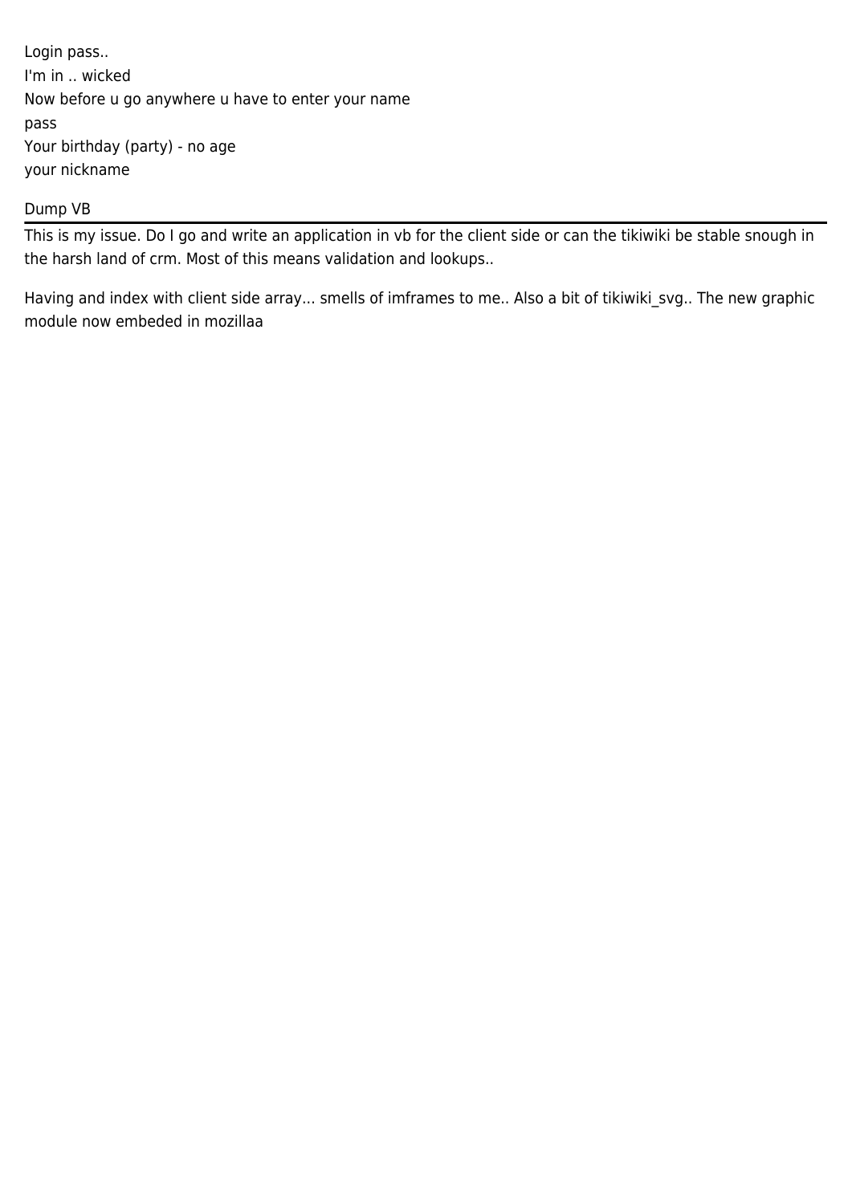Login pass..
I'm in .. wicked
Now before u go anywhere u have to enter your name
pass
Your birthday (party) - no age
your nickname

## Dump VB

This is my issue. Do I go and write an application in vb for the client side or can the tikiwiki be stable snough in the harsh land of crm. Most of this means validation and lookups..

Having and index with client side array... smells of imframes to me.. Also a bit of tikiwiki_svg.. The new graphic module now embeded in mozillaa